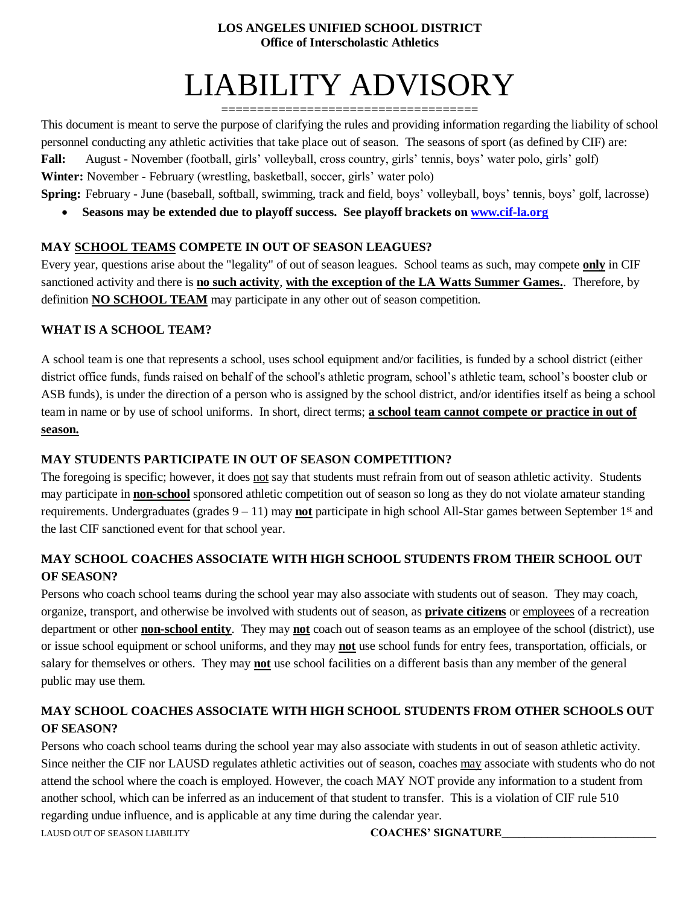**LOS ANGELES UNIFIED SCHOOL DISTRICT**
**Office of Interscholastic Athletics**

# LIABILITY ADVISORY

This document is meant to serve the purpose of clarifying the rules and providing information regarding the liability of school personnel conducting any athletic activities that take place out of season. The seasons of sport (as defined by CIF) are:

**Fall:** August - November (football, girls' volleyball, cross country, girls' tennis, boys' water polo, girls' golf)

**Winter:** November - February (wrestling, basketball, soccer, girls' water polo)

**Spring:** February - June (baseball, softball, swimming, track and field, boys' volleyball, boys' tennis, boys' golf, lacrosse)

- **Seasons may be extended due to playoff success. See playoff brackets on [www.cif-la.org](www.cif-la.org)**

### MAY SCHOOL TEAMS COMPETE IN OUT OF SEASON LEAGUES?

Every year, questions arise about the "legality" of out of season leagues. School teams as such, may compete **only** in CIF sanctioned activity and there is **no such activity**, **with the exception of the LA Watts Summer Games.**. Therefore, by definition **NO SCHOOL TEAM** may participate in any other out of season competition.

### WHAT IS A SCHOOL TEAM?

A school team is one that represents a school, uses school equipment and/or facilities, is funded by a school district (either district office funds, funds raised on behalf of the school's athletic program, school's athletic team, school's booster club or ASB funds), is under the direction of a person who is assigned by the school district, and/or identifies itself as being a school team in name or by use of school uniforms. In short, direct terms; **a school team cannot compete or practice in out of season.**

### MAY STUDENTS PARTICIPATE IN OUT OF SEASON COMPETITION?

The foregoing is specific; however, it does not say that students must refrain from out of season athletic activity. Students may participate in **non-school** sponsored athletic competition out of season so long as they do not violate amateur standing requirements. Undergraduates (grades 9 – 11) may **not** participate in high school All-Star games between September 1st and the last CIF sanctioned event for that school year.

### MAY SCHOOL COACHES ASSOCIATE WITH HIGH SCHOOL STUDENTS FROM THEIR SCHOOL OUT OF SEASON?

Persons who coach school teams during the school year may also associate with students out of season. They may coach, organize, transport, and otherwise be involved with students out of season, as **private citizens** or employees of a recreation department or other **non-school entity**. They may **not** coach out of season teams as an employee of the school (district), use or issue school equipment or school uniforms, and they may **not** use school funds for entry fees, transportation, officials, or salary for themselves or others. They may **not** use school facilities on a different basis than any member of the general public may use them.

### MAY SCHOOL COACHES ASSOCIATE WITH HIGH SCHOOL STUDENTS FROM OTHER SCHOOLS OUT OF SEASON?

Persons who coach school teams during the school year may also associate with students in out of season athletic activity. Since neither the CIF nor LAUSD regulates athletic activities out of season, coaches may associate with students who do not attend the school where the coach is employed. However, the coach MAY NOT provide any information to a student from another school, which can be inferred as an inducement of that student to transfer. This is a violation of CIF rule 510 regarding undue influence, and is applicable at any time during the calendar year.

**COACHES' SIGNATURE**\_\_\_\_\_\_\_\_\_\_\_\_\_\_\_\_\_\_\_\_\_\_\_\_\_\_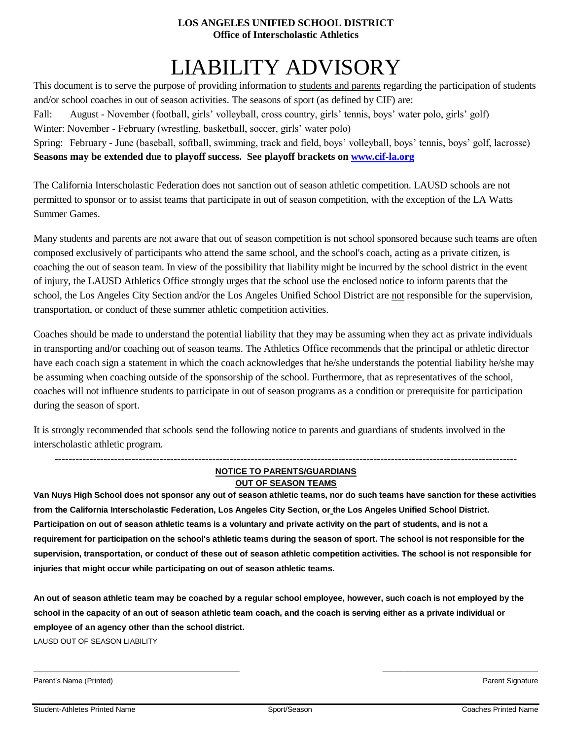**LOS ANGELES UNIFIED SCHOOL DISTRICT**
**Office of Interscholastic Athletics**

# LIABILITY ADVISORY

This document is to serve the purpose of providing information to students and parents regarding the participation of students and/or school coaches in out of season activities. The seasons of sport (as defined by CIF) are:

Fall: August - November (football, girls' volleyball, cross country, girls' tennis, boys' water polo, girls' golf)
Winter: November - February (wrestling, basketball, soccer, girls' water polo)
Spring: February - June (baseball, softball, swimming, track and field, boys' volleyball, boys' tennis, boys' golf, lacrosse)
**Seasons may be extended due to playoff success. See playoff brackets on [www.cif-la.org](http://www.cif-la.org)**

The California Interscholastic Federation does not sanction out of season athletic competition. LAUSD schools are not permitted to sponsor or to assist teams that participate in out of season competition, with the exception of the LA Watts Summer Games.

Many students and parents are not aware that out of season competition is not school sponsored because such teams are often composed exclusively of participants who attend the same school, and the school's coach, acting as a private citizen, is coaching the out of season team. In view of the possibility that liability might be incurred by the school district in the event of injury, the LAUSD Athletics Office strongly urges that the school use the enclosed notice to inform parents that the school, the Los Angeles City Section and/or the Los Angeles Unified School District are not responsible for the supervision, transportation, or conduct of these summer athletic competition activities.

Coaches should be made to understand the potential liability that they may be assuming when they act as private individuals in transporting and/or coaching out of season teams. The Athletics Office recommends that the principal or athletic director have each coach sign a statement in which the coach acknowledges that he/she understands the potential liability he/she may be assuming when coaching outside of the sponsorship of the school. Furthermore, that as representatives of the school, coaches will not influence students to participate in out of season programs as a condition or prerequisite for participation during the season of sport.

It is strongly recommended that schools send the following notice to parents and guardians of students involved in the interscholastic athletic program.

---

**NOTICE TO PARENTS/GUARDIANS**
**OUT OF SEASON TEAMS**

**Van Nuys High School does not sponsor any out of season athletic teams, nor do such teams have sanction for these activities from the California Interscholastic Federation, Los Angeles City Section, or the Los Angeles Unified School District. Participation on out of season athletic teams is a voluntary and private activity on the part of students, and is not a requirement for participation on the school's athletic teams during the season of sport. The school is not responsible for the supervision, transportation, or conduct of these out of season athletic competition activities. The school is not responsible for injuries that might occur while participating on out of season athletic teams.**

**An out of season athletic team may be coached by a regular school employee, however, such coach is not employed by the school in the capacity of an out of season athletic team coach, and the coach is serving either as a private individual or employee of an agency other than the school district.**

LAUSD OUT OF SEASON LIABILITY

______________________________ ______________________________
Parent's Name (Printed) Parent Signature

______________________________ ______________________________ ______________________________
Student-Athletes Printed Name Sport/Season Coaches Printed Name